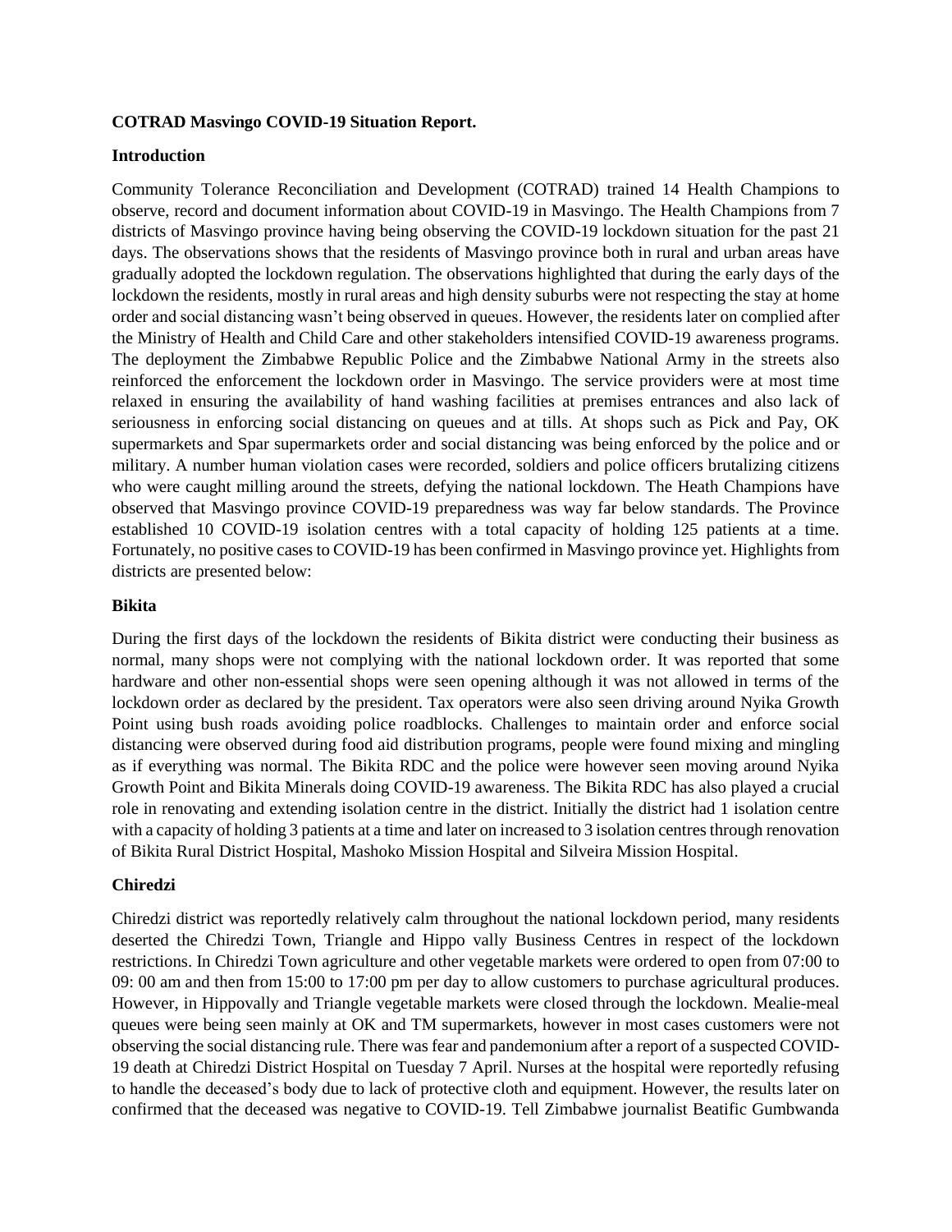**COTRAD Masvingo COVID-19 Situation Report.**

**Introduction**

Community Tolerance Reconciliation and Development (COTRAD) trained 14 Health Champions to observe, record and document information about COVID-19 in Masvingo. The Health Champions from 7 districts of Masvingo province having being observing the COVID-19 lockdown situation for the past 21 days. The observations shows that the residents of Masvingo province both in rural and urban areas have gradually adopted the lockdown regulation. The observations highlighted that during the early days of the lockdown the residents, mostly in rural areas and high density suburbs were not respecting the stay at home order and social distancing wasn't being observed in queues. However, the residents later on complied after the Ministry of Health and Child Care and other stakeholders intensified COVID-19 awareness programs. The deployment the Zimbabwe Republic Police and the Zimbabwe National Army in the streets also reinforced the enforcement the lockdown order in Masvingo. The service providers were at most time relaxed in ensuring the availability of hand washing facilities at premises entrances and also lack of seriousness in enforcing social distancing on queues and at tills. At shops such as Pick and Pay, OK supermarkets and Spar supermarkets order and social distancing was being enforced by the police and or military. A number human violation cases were recorded, soldiers and police officers brutalizing citizens who were caught milling around the streets, defying the national lockdown. The Heath Champions have observed that Masvingo province COVID-19 preparedness was way far below standards. The Province established 10 COVID-19 isolation centres with a total capacity of holding 125 patients at a time. Fortunately, no positive cases to COVID-19 has been confirmed in Masvingo province yet. Highlights from districts are presented below:

**Bikita**

During the first days of the lockdown the residents of Bikita district were conducting their business as normal, many shops were not complying with the national lockdown order. It was reported that some hardware and other non-essential shops were seen opening although it was not allowed in terms of the lockdown order as declared by the president. Tax operators were also seen driving around Nyika Growth Point using bush roads avoiding police roadblocks. Challenges to maintain order and enforce social distancing were observed during food aid distribution programs, people were found mixing and mingling as if everything was normal. The Bikita RDC and the police were however seen moving around Nyika Growth Point and Bikita Minerals doing COVID-19 awareness. The Bikita RDC has also played a crucial role in renovating and extending isolation centre in the district. Initially the district had 1 isolation centre with a capacity of holding 3 patients at a time and later on increased to 3 isolation centres through renovation of Bikita Rural District Hospital, Mashoko Mission Hospital and Silveira Mission Hospital.

**Chiredzi**

Chiredzi district was reportedly relatively calm throughout the national lockdown period, many residents deserted the Chiredzi Town, Triangle and Hippo vally Business Centres in respect of the lockdown restrictions. In Chiredzi Town agriculture and other vegetable markets were ordered to open from 07:00 to 09: 00 am and then from 15:00 to 17:00 pm per day to allow customers to purchase agricultural produces. However, in Hippovally and Triangle vegetable markets were closed through the lockdown. Mealie-meal queues were being seen mainly at OK and TM supermarkets, however in most cases customers were not observing the social distancing rule. There was fear and pandemonium after a report of a suspected COVID-19 death at Chiredzi District Hospital on Tuesday 7 April. Nurses at the hospital were reportedly refusing to handle the deceased's body due to lack of protective cloth and equipment. However, the results later on confirmed that the deceased was negative to COVID-19. Tell Zimbabwe journalist Beatific Gumbwanda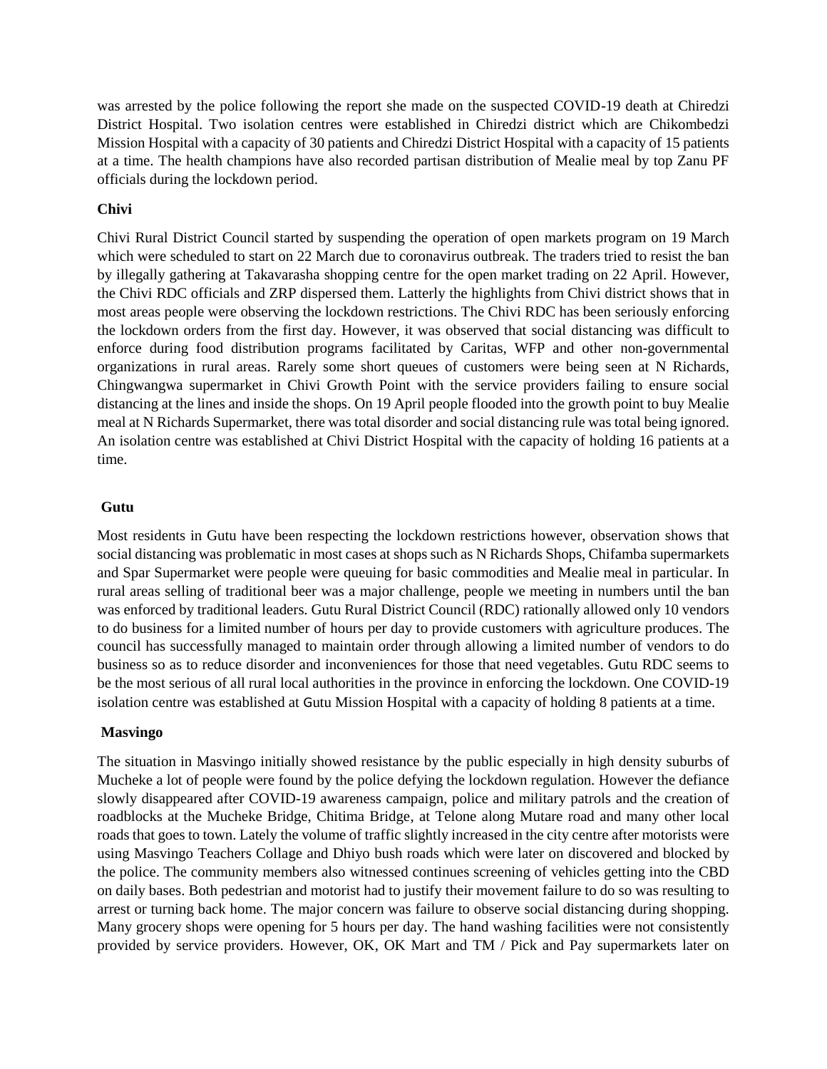was arrested by the police following the report she made on the suspected COVID-19 death at Chiredzi District Hospital. Two isolation centres were established in Chiredzi district which are Chikombedzi Mission Hospital with a capacity of 30 patients and Chiredzi District Hospital with a capacity of 15 patients at a time. The health champions have also recorded partisan distribution of Mealie meal by top Zanu PF officials during the lockdown period.

**Chivi**

Chivi Rural District Council started by suspending the operation of open markets program on 19 March which were scheduled to start on 22 March due to coronavirus outbreak. The traders tried to resist the ban by illegally gathering at Takavarasha shopping centre for the open market trading on 22 April. However, the Chivi RDC officials and ZRP dispersed them. Latterly the highlights from Chivi district shows that in most areas people were observing the lockdown restrictions. The Chivi RDC has been seriously enforcing the lockdown orders from the first day. However, it was observed that social distancing was difficult to enforce during food distribution programs facilitated by Caritas, WFP and other non-governmental organizations in rural areas. Rarely some short queues of customers were being seen at N Richards, Chingwangwa supermarket in Chivi Growth Point with the service providers failing to ensure social distancing at the lines and inside the shops. On 19 April people flooded into the growth point to buy Mealie meal at N Richards Supermarket, there was total disorder and social distancing rule was total being ignored. An isolation centre was established at Chivi District Hospital with the capacity of holding 16 patients at a time.

**Gutu**

Most residents in Gutu have been respecting the lockdown restrictions however, observation shows that social distancing was problematic in most cases at shops such as N Richards Shops, Chifamba supermarkets and Spar Supermarket were people were queuing for basic commodities and Mealie meal in particular. In rural areas selling of traditional beer was a major challenge, people we meeting in numbers until the ban was enforced by traditional leaders. Gutu Rural District Council (RDC) rationally allowed only 10 vendors to do business for a limited number of hours per day to provide customers with agriculture produces. The council has successfully managed to maintain order through allowing a limited number of vendors to do business so as to reduce disorder and inconveniences for those that need vegetables. Gutu RDC seems to be the most serious of all rural local authorities in the province in enforcing the lockdown. One COVID-19 isolation centre was established at Gutu Mission Hospital with a capacity of holding 8 patients at a time.

**Masvingo**

The situation in Masvingo initially showed resistance by the public especially in high density suburbs of Mucheke a lot of people were found by the police defying the lockdown regulation. However the defiance slowly disappeared after COVID-19 awareness campaign, police and military patrols and the creation of roadblocks at the Mucheke Bridge, Chitima Bridge, at Telone along Mutare road and many other local roads that goes to town. Lately the volume of traffic slightly increased in the city centre after motorists were using Masvingo Teachers Collage and Dhiyo bush roads which were later on discovered and blocked by the police. The community members also witnessed continues screening of vehicles getting into the CBD on daily bases. Both pedestrian and motorist had to justify their movement failure to do so was resulting to arrest or turning back home. The major concern was failure to observe social distancing during shopping. Many grocery shops were opening for 5 hours per day. The hand washing facilities were not consistently provided by service providers. However, OK, OK Mart and TM / Pick and Pay supermarkets later on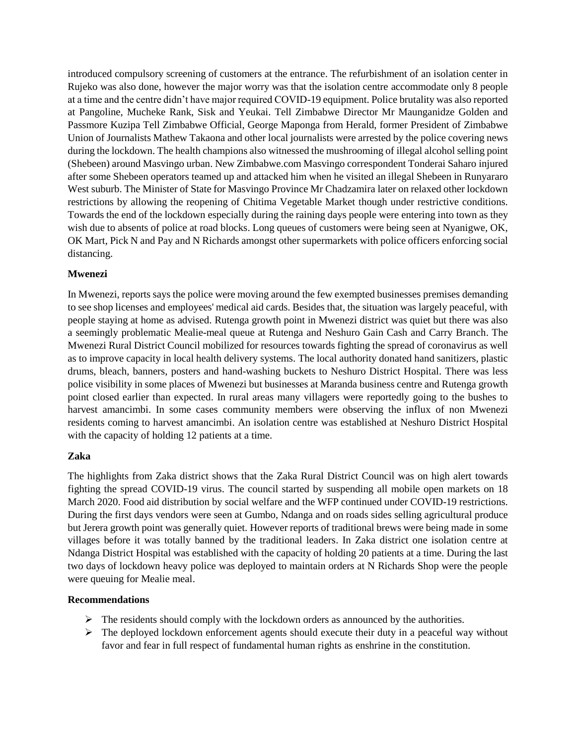introduced compulsory screening of customers at the entrance. The refurbishment of an isolation center in Rujeko was also done, however the major worry was that the isolation centre accommodate only 8 people at a time and the centre didn't have major required COVID-19 equipment. Police brutality was also reported at Pangoline, Mucheke Rank, Sisk and Yeukai. Tell Zimbabwe Director Mr Maunganidze Golden and Passmore Kuzipa Tell Zimbabwe Official, George Maponga from Herald, former President of Zimbabwe Union of Journalists Mathew Takaona and other local journalists were arrested by the police covering news during the lockdown. The health champions also witnessed the mushrooming of illegal alcohol selling point (Shebeen) around Masvingo urban. New Zimbabwe.com Masvingo correspondent Tonderai Saharo injured after some Shebeen operators teamed up and attacked him when he visited an illegal Shebeen in Runyararo West suburb. The Minister of State for Masvingo Province Mr Chadzamira later on relaxed other lockdown restrictions by allowing the reopening of Chitima Vegetable Market though under restrictive conditions. Towards the end of the lockdown especially during the raining days people were entering into town as they wish due to absents of police at road blocks. Long queues of customers were being seen at Nyanigwe, OK, OK Mart, Pick N and Pay and N Richards amongst other supermarkets with police officers enforcing social distancing.

**Mwenezi**

In Mwenezi, reports says the police were moving around the few exempted businesses premises demanding to see shop licenses and employees' medical aid cards. Besides that, the situation was largely peaceful, with people staying at home as advised. Rutenga growth point in Mwenezi district was quiet but there was also a seemingly problematic Mealie-meal queue at Rutenga and Neshuro Gain Cash and Carry Branch. The Mwenezi Rural District Council mobilized for resources towards fighting the spread of coronavirus as well as to improve capacity in local health delivery systems. The local authority donated hand sanitizers, plastic drums, bleach, banners, posters and hand-washing buckets to Neshuro District Hospital. There was less police visibility in some places of Mwenezi but businesses at Maranda business centre and Rutenga growth point closed earlier than expected. In rural areas many villagers were reportedly going to the bushes to harvest amancimbi. In some cases community members were observing the influx of non Mwenezi residents coming to harvest amancimbi. An isolation centre was established at Neshuro District Hospital with the capacity of holding 12 patients at a time.

**Zaka**

The highlights from Zaka district shows that the Zaka Rural District Council was on high alert towards fighting the spread COVID-19 virus. The council started by suspending all mobile open markets on 18 March 2020. Food aid distribution by social welfare and the WFP continued under COVID-19 restrictions. During the first days vendors were seen at Gumbo, Ndanga and on roads sides selling agricultural produce but Jerera growth point was generally quiet. However reports of traditional brews were being made in some villages before it was totally banned by the traditional leaders. In Zaka district one isolation centre at Ndanga District Hospital was established with the capacity of holding 20 patients at a time. During the last two days of lockdown heavy police was deployed to maintain orders at N Richards Shop were the people were queuing for Mealie meal.

**Recommendations**

- The residents should comply with the lockdown orders as announced by the authorities.
- The deployed lockdown enforcement agents should execute their duty in a peaceful way without favor and fear in full respect of fundamental human rights as enshrine in the constitution.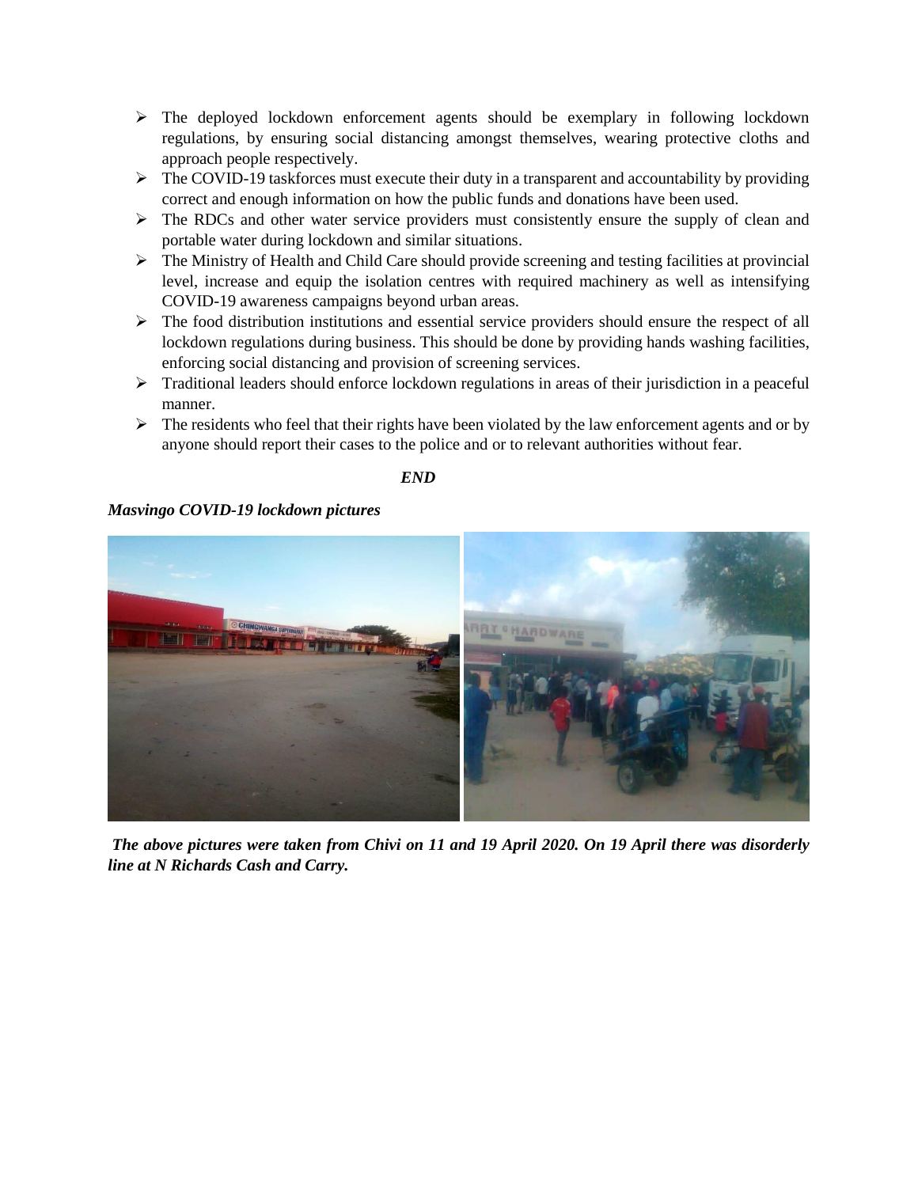- The deployed lockdown enforcement agents should be exemplary in following lockdown regulations, by ensuring social distancing amongst themselves, wearing protective cloths and approach people respectively.
- The COVID-19 taskforces must execute their duty in a transparent and accountability by providing correct and enough information on how the public funds and donations have been used.
- The RDCs and other water service providers must consistently ensure the supply of clean and portable water during lockdown and similar situations.
- The Ministry of Health and Child Care should provide screening and testing facilities at provincial level, increase and equip the isolation centres with required machinery as well as intensifying COVID-19 awareness campaigns beyond urban areas.
- The food distribution institutions and essential service providers should ensure the respect of all lockdown regulations during business. This should be done by providing hands washing facilities, enforcing social distancing and provision of screening services.
- Traditional leaders should enforce lockdown regulations in areas of their jurisdiction in a peaceful manner.
- The residents who feel that their rights have been violated by the law enforcement agents and or by anyone should report their cases to the police and or to relevant authorities without fear.

***END***

***Masvingo COVID-19 lockdown pictures***

***The above pictures were taken from Chivi on 11 and 19 April 2020. On 19 April there was disorderly line at N Richards Cash and Carry.***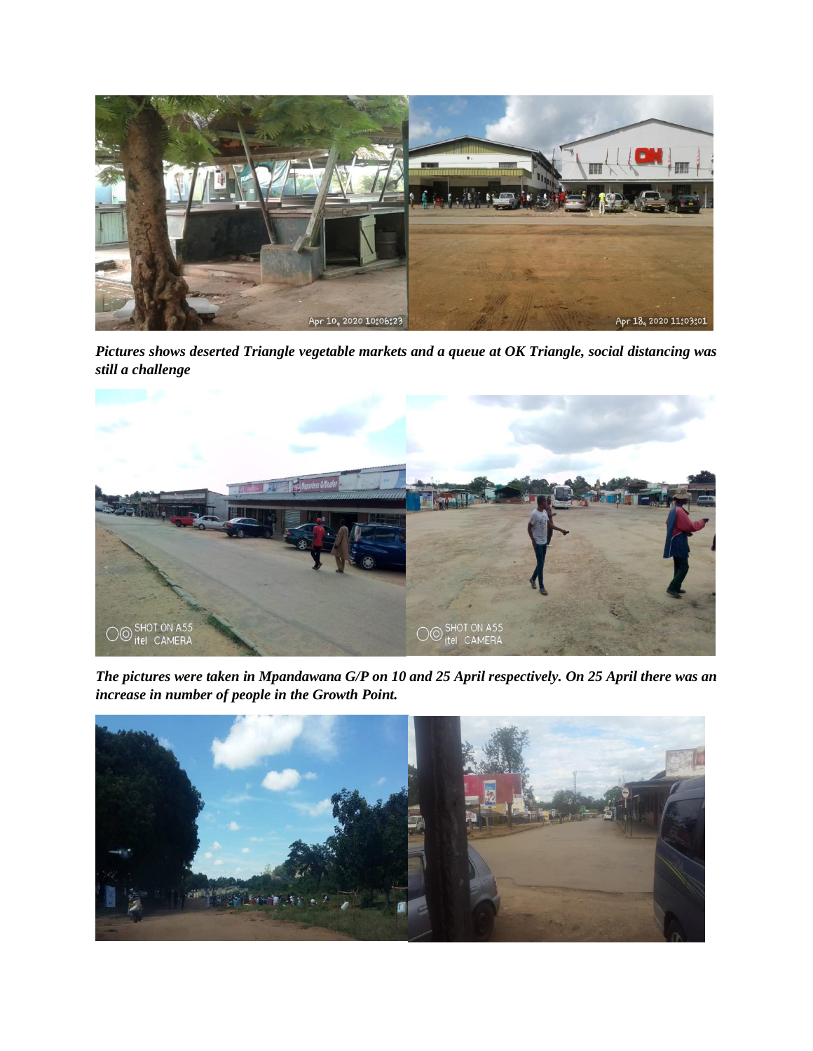***Pictures shows deserted Triangle vegetable markets and a queue at OK Triangle, social distancing was still a challenge***

***The pictures were taken in Mpandawana G/P on 10 and 25 April respectively. On 25 April there was an increase in number of people in the Growth Point.***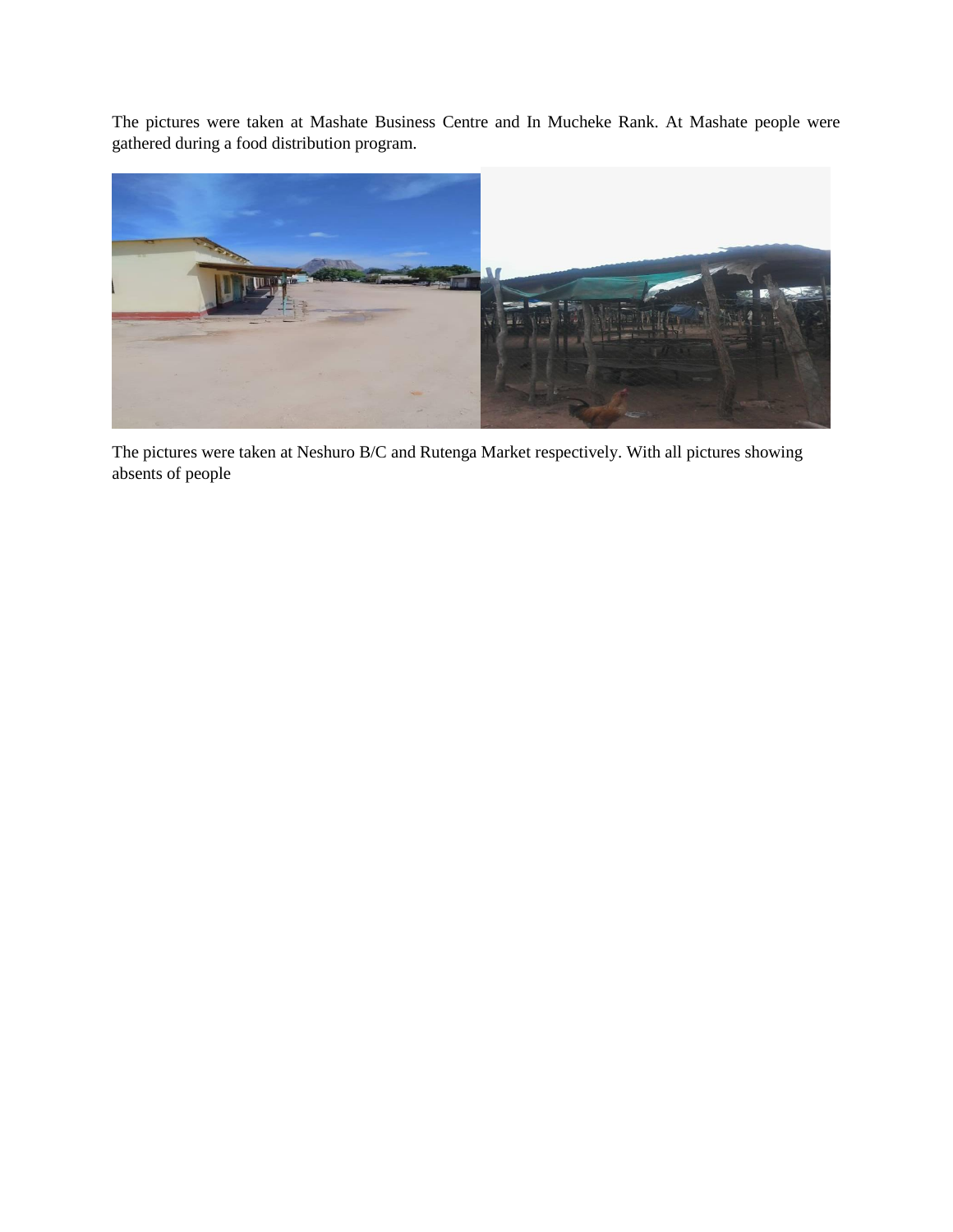The pictures were taken at Mashate Business Centre and In Mucheke Rank. At Mashate people were gathered during a food distribution program.

The pictures were taken at Neshuro B/C and Rutenga Market respectively. With all pictures showing absents of people